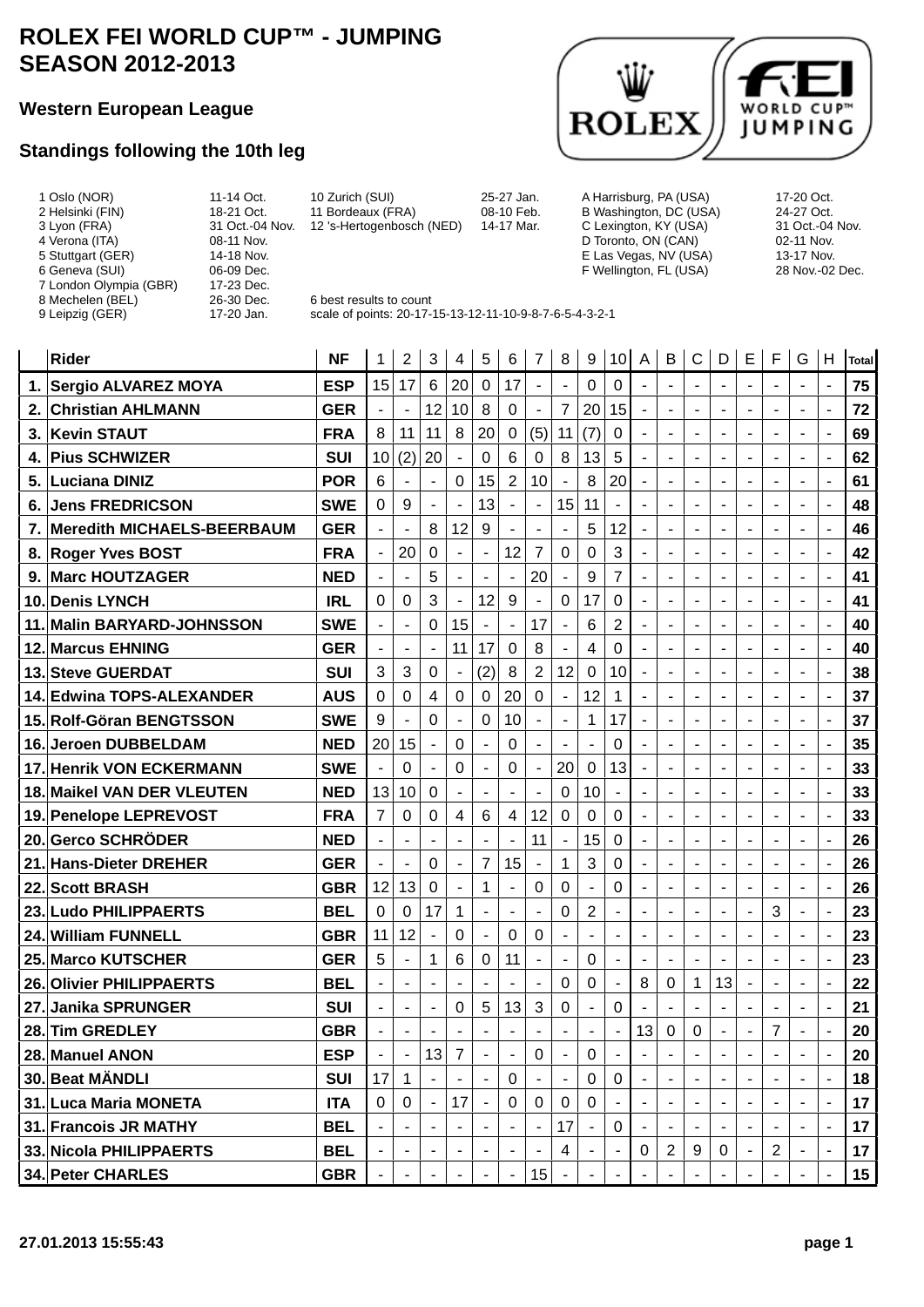# ROLEX FEI WORLD CUP™ - JUMPING
# SEASON 2012-2013

## Western European League

## Standings following the 10th leg

| | | | | | |
|---|---|---|---|---|---|
| 1 Oslo (NOR) | 11-14 Oct. | 10 Zurich (SUI) | 25-27 Jan. | A Harrisburg, PA (USA) | 17-20 Oct. |
| 2 Helsinki (FIN) | 18-21 Oct. | 11 Bordeaux (FRA) | 08-10 Feb. | B Washington, DC (USA) | 24-27 Oct. |
| 3 Lyon (FRA) | 31 Oct.-04 Nov. | 12 's-Hertogenbosch (NED) | 14-17 Mar. | C Lexington, KY (USA) | 31 Oct.-04 Nov. |
| 4 Verona (ITA) | 08-11 Nov. | | | D Toronto, ON (CAN) | 02-11 Nov. |
| 5 Stuttgart (GER) | 14-18 Nov. | | | E Las Vegas, NV (USA) | 13-17 Nov. |
| 6 Geneva (SUI) | 06-09 Dec. | | | F Wellington, FL (USA) | 28 Nov.-02 Dec. |
| 7 London Olympia (GBR) | 17-23 Dec. | | | | |
| 8 Mechelen (BEL) | 26-30 Dec. | 6 best results to count | | | |
| 9 Leipzig (GER) | 17-20 Jan. | scale of points: 20-17-15-13-12-11-10-9-8-7-6-5-4-3-2-1 | | | |

| | Rider | NF | 1 | 2 | 3 | 4 | 5 | 6 | 7 | 8 | 9 | 10 | A | B | C | D | E | F | G | H | Total |
|---|---|---|---|---|---|---|---|---|---|---|---|---|---|---|---|---|---|---|---|---|---|
| 1. | Sergio ALVAREZ MOYA | ESP | 15 | 17 | 6 | 20 | 0 | 17 | - | - | 0 | 0 | - | - | - | - | - | - | - | - | 75 |
| 2. | Christian AHLMANN | GER | - | - | 12 | 10 | 8 | 0 | - | 7 | 20 | 15 | - | - | - | - | - | - | - | - | 72 |
| 3. | Kevin STAUT | FRA | 8 | 11 | 11 | 8 | 20 | 0 | (5) | 11 | (7) | 0 | - | - | - | - | - | - | - | - | 69 |
| 4. | Pius SCHWIZER | SUI | 10 | (2) | 20 | - | 0 | 6 | 0 | 8 | 13 | 5 | - | - | - | - | - | - | - | - | 62 |
| 5. | Luciana DINIZ | POR | 6 | - | - | 0 | 15 | 2 | 10 | - | 8 | 20 | - | - | - | - | - | - | - | - | 61 |
| 6. | Jens FREDRICSON | SWE | 0 | 9 | - | - | 13 | - | - | 15 | 11 | - | - | - | - | - | - | - | - | - | 48 |
| 7. | Meredith MICHAELS-BEERBAUM | GER | - | - | 8 | 12 | 9 | - | - | - | 5 | 12 | - | - | - | - | - | - | - | - | 46 |
| 8. | Roger Yves BOST | FRA | - | 20 | 0 | - | - | 12 | 7 | 0 | 0 | 3 | - | - | - | - | - | - | - | - | 42 |
| 9. | Marc HOUTZAGER | NED | - | - | 5 | - | - | - | 20 | - | 9 | 7 | - | - | - | - | - | - | - | - | 41 |
| 10. | Denis LYNCH | IRL | 0 | 0 | 3 | - | 12 | 9 | - | 0 | 17 | 0 | - | - | - | - | - | - | - | - | 41 |
| 11. | Malin BARYARD-JOHNSSON | SWE | - | - | 0 | 15 | - | - | 17 | - | 6 | 2 | - | - | - | - | - | - | - | - | 40 |
| 12. | Marcus EHNING | GER | - | - | - | 11 | 17 | 0 | 8 | - | 4 | 0 | - | - | - | - | - | - | - | - | 40 |
| 13. | Steve GUERDAT | SUI | 3 | 3 | 0 | - | (2) | 8 | 2 | 12 | 0 | 10 | - | - | - | - | - | - | - | - | 38 |
| 14. | Edwina TOPS-ALEXANDER | AUS | 0 | 0 | 4 | 0 | 0 | 20 | 0 | - | 12 | 1 | - | - | - | - | - | - | - | - | 37 |
| 15. | Rolf-Göran BENGTSSON | SWE | 9 | - | 0 | - | 0 | 10 | - | - | 1 | 17 | - | - | - | - | - | - | - | - | 37 |
| 16. | Jeroen DUBBELDAM | NED | 20 | 15 | - | 0 | - | 0 | - | - | - | 0 | - | - | - | - | - | - | - | - | 35 |
| 17. | Henrik VON ECKERMANN | SWE | - | 0 | - | 0 | - | 0 | - | 20 | 0 | 13 | - | - | - | - | - | - | - | - | 33 |
| 18. | Maikel VAN DER VLEUTEN | NED | 13 | 10 | 0 | - | - | - | - | 0 | 10 | - | - | - | - | - | - | - | - | - | 33 |
| 19. | Penelope LEPREVOST | FRA | 7 | 0 | 0 | 4 | 6 | 4 | 12 | 0 | 0 | 0 | - | - | - | - | - | - | - | - | 33 |
| 20. | Gerco SCHRÖDER | NED | - | - | - | - | - | - | 11 | - | 15 | 0 | - | - | - | - | - | - | - | - | 26 |
| 21. | Hans-Dieter DREHER | GER | - | - | 0 | - | 7 | 15 | - | 1 | 3 | 0 | - | - | - | - | - | - | - | - | 26 |
| 22. | Scott BRASH | GBR | 12 | 13 | 0 | - | 1 | - | 0 | 0 | - | 0 | - | - | - | - | - | - | - | - | 26 |
| 23. | Ludo PHILIPPAERTS | BEL | 0 | 0 | 17 | 1 | - | - | - | 0 | 2 | - | - | - | - | - | - | 3 | - | - | 23 |
| 24. | William FUNNELL | GBR | 11 | 12 | - | 0 | - | 0 | 0 | - | - | - | - | - | - | - | - | - | - | - | 23 |
| 25. | Marco KUTSCHER | GER | 5 | - | 1 | 6 | 0 | 11 | - | - | 0 | - | - | - | - | - | - | - | - | - | 23 |
| 26. | Olivier PHILIPPAERTS | BEL | - | - | - | - | - | - | - | 0 | 0 | - | 8 | 0 | 1 | 13 | - | - | - | - | 22 |
| 27. | Janika SPRUNGER | SUI | - | - | - | 0 | 5 | 13 | 3 | 0 | - | 0 | - | - | - | - | - | - | - | - | 21 |
| 28. | Tim GREDLEY | GBR | - | - | - | - | - | - | - | - | - | - | 13 | 0 | 0 | - | - | 7 | - | - | 20 |
| 28. | Manuel ANON | ESP | - | - | 13 | 7 | - | - | 0 | - | 0 | - | - | - | - | - | - | - | - | - | 20 |
| 30. | Beat MÄNDLI | SUI | 17 | 1 | - | - | - | 0 | - | - | 0 | 0 | - | - | - | - | - | - | - | - | 18 |
| 31. | Luca Maria MONETA | ITA | 0 | 0 | - | 17 | - | 0 | 0 | 0 | 0 | - | - | - | - | - | - | - | - | - | 17 |
| 31. | Francois JR MATHY | BEL | - | - | - | - | - | - | - | 17 | - | 0 | - | - | - | - | - | - | - | - | 17 |
| 33. | Nicola PHILIPPAERTS | BEL | - | - | - | - | - | - | - | 4 | - | - | 0 | 2 | 9 | 0 | - | 2 | - | - | 17 |
| 34. | Peter CHARLES | GBR | - | - | - | - | - | - | 15 | - | - | - | - | - | - | - | - | - | - | - | 15 |

27.01.2013 15:55:43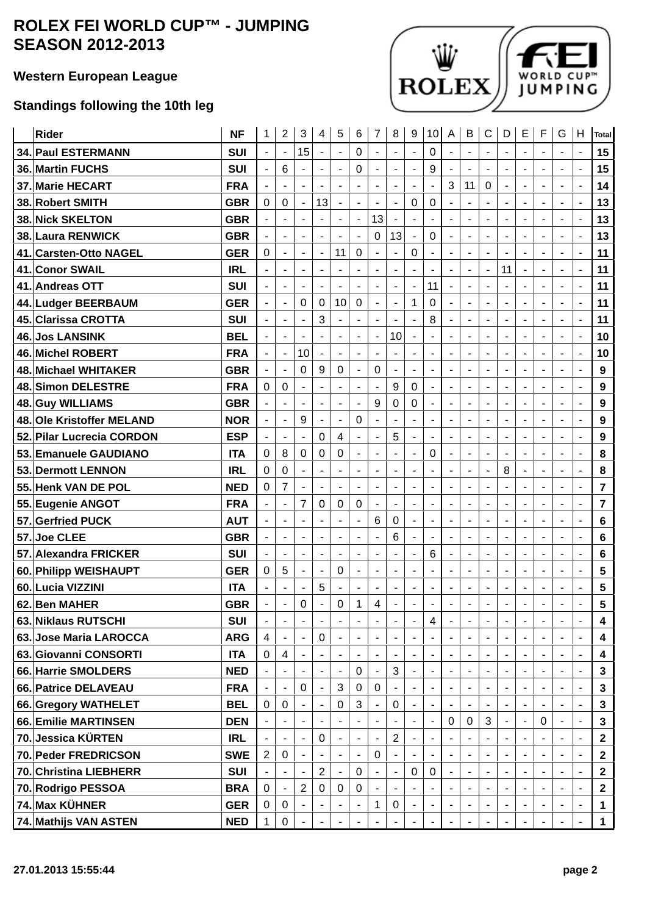# ROLEX FEI WORLD CUP™ - JUMPING
# SEASON 2012-2013

### Western European League

### Standings following the 10th leg

| | Rider | NF | 1 | 2 | 3 | 4 | 5 | 6 | 7 | 8 | 9 | 10 | A | B | C | D | E | F | G | H | Total |
|---|---|---|---|---|---|---|---|---|---|---|---|---|---|---|---|---|---|---|---|---|---|
| 34. | Paul ESTERMANN | SUI | - | - | 15 | - | - | 0 | - | - | - | 0 | - | - | - | - | - | - | - | - | 15 |
| 36. | Martin FUCHS | SUI | - | 6 | - | - | - | 0 | - | - | - | 9 | - | - | - | - | - | - | - | - | 15 |
| 37. | Marie HECART | FRA | - | - | - | - | - | - | - | - | - | - | 3 | 11 | 0 | - | - | - | - | - | 14 |
| 38. | Robert SMITH | GBR | 0 | 0 | - | 13 | - | - | - | - | 0 | 0 | - | - | - | - | - | - | - | - | 13 |
| 38. | Nick SKELTON | GBR | - | - | - | - | - | - | 13 | - | - | - | - | - | - | - | - | - | - | - | 13 |
| 38. | Laura RENWICK | GBR | - | - | - | - | - | - | 0 | 13 | - | 0 | - | - | - | - | - | - | - | - | 13 |
| 41. | Carsten-Otto NAGEL | GER | 0 | - | - | - | 11 | 0 | - | - | 0 | - | - | - | - | - | - | - | - | - | 11 |
| 41. | Conor SWAIL | IRL | - | - | - | - | - | - | - | - | - | - | - | - | - | 11 | - | - | - | - | 11 |
| 41. | Andreas OTT | SUI | - | - | - | - | - | - | - | - | - | 11 | - | - | - | - | - | - | - | - | 11 |
| 44. | Ludger BEERBAUM | GER | - | - | 0 | 0 | 10 | 0 | - | - | 1 | 0 | - | - | - | - | - | - | - | - | 11 |
| 45. | Clarissa CROTTA | SUI | - | - | - | 3 | - | - | - | - | - | 8 | - | - | - | - | - | - | - | - | 11 |
| 46. | Jos LANSINK | BEL | - | - | - | - | - | - | - | 10 | - | - | - | - | - | - | - | - | - | - | 10 |
| 46. | Michel ROBERT | FRA | - | - | 10 | - | - | - | - | - | - | - | - | - | - | - | - | - | - | - | 10 |
| 48. | Michael WHITAKER | GBR | - | - | 0 | 9 | 0 | - | 0 | - | - | - | - | - | - | - | - | - | - | - | 9 |
| 48. | Simon DELESTRE | FRA | 0 | 0 | - | - | - | - | - | 9 | 0 | - | - | - | - | - | - | - | - | - | 9 |
| 48. | Guy WILLIAMS | GBR | - | - | - | - | - | - | 9 | 0 | 0 | - | - | - | - | - | - | - | - | - | 9 |
| 48. | Ole Kristoffer MELAND | NOR | - | - | 9 | - | - | 0 | - | - | - | - | - | - | - | - | - | - | - | - | 9 |
| 52. | Pilar Lucrecia CORDON | ESP | - | - | - | 0 | 4 | - | - | 5 | - | - | - | - | - | - | - | - | - | - | 9 |
| 53. | Emanuele GAUDIANO | ITA | 0 | 8 | 0 | 0 | 0 | - | - | - | - | 0 | - | - | - | - | - | - | - | - | 8 |
| 53. | Dermott LENNON | IRL | 0 | 0 | - | - | - | - | - | - | - | - | - | - | - | 8 | - | - | - | - | 8 |
| 55. | Henk VAN DE POL | NED | 0 | 7 | - | - | - | - | - | - | - | - | - | - | - | - | - | - | - | - | 7 |
| 55. | Eugenie ANGOT | FRA | - | - | 7 | 0 | 0 | 0 | - | - | - | - | - | - | - | - | - | - | - | - | 7 |
| 57. | Gerfried PUCK | AUT | - | - | - | - | - | - | 6 | 0 | - | - | - | - | - | - | - | - | - | - | 6 |
| 57. | Joe CLEE | GBR | - | - | - | - | - | - | - | 6 | - | - | - | - | - | - | - | - | - | - | 6 |
| 57. | Alexandra FRICKER | SUI | - | - | - | - | - | - | - | - | - | 6 | - | - | - | - | - | - | - | - | 6 |
| 60. | Philipp WEISHAUPT | GER | 0 | 5 | - | - | 0 | - | - | - | - | - | - | - | - | - | - | - | - | - | 5 |
| 60. | Lucia VIZZINI | ITA | - | - | - | 5 | - | - | - | - | - | - | - | - | - | - | - | - | - | - | 5 |
| 62. | Ben MAHER | GBR | - | - | 0 | - | 0 | 1 | 4 | - | - | - | - | - | - | - | - | - | - | - | 5 |
| 63. | Niklaus RUTSCHI | SUI | - | - | - | - | - | - | - | - | - | 4 | - | - | - | - | - | - | - | - | 4 |
| 63. | Jose Maria LAROCCA | ARG | 4 | - | - | 0 | - | - | - | - | - | - | - | - | - | - | - | - | - | - | 4 |
| 63. | Giovanni CONSORTI | ITA | 0 | 4 | - | - | - | - | - | - | - | - | - | - | - | - | - | - | - | - | 4 |
| 66. | Harrie SMOLDERS | NED | - | - | - | - | - | 0 | - | 3 | - | - | - | - | - | - | - | - | - | - | 3 |
| 66. | Patrice DELAVEAU | FRA | - | - | 0 | - | 3 | 0 | 0 | - | - | - | - | - | - | - | - | - | - | - | 3 |
| 66. | Gregory WATHELET | BEL | 0 | 0 | - | - | 0 | 3 | - | 0 | - | - | - | - | - | - | - | - | - | - | 3 |
| 66. | Emilie MARTINSEN | DEN | - | - | - | - | - | - | - | - | - | - | 0 | 0 | 3 | - | - | 0 | - | - | 3 |
| 70. | Jessica KÜRTEN | IRL | - | - | - | 0 | - | - | - | 2 | - | - | - | - | - | - | - | - | - | - | 2 |
| 70. | Peder FREDRICSON | SWE | 2 | 0 | - | - | - | - | 0 | - | - | - | - | - | - | - | - | - | - | - | 2 |
| 70. | Christina LIEBHERR | SUI | - | - | - | 2 | - | 0 | - | - | 0 | 0 | - | - | - | - | - | - | - | - | 2 |
| 70. | Rodrigo PESSOA | BRA | 0 | - | 2 | 0 | 0 | 0 | - | - | - | - | - | - | - | - | - | - | - | - | 2 |
| 74. | Max KÜHNER | GER | 0 | 0 | - | - | - | - | 1 | 0 | - | - | - | - | - | - | - | - | - | - | 1 |
| 74. | Mathijs VAN ASTEN | NED | 1 | 0 | - | - | - | - | - | - | - | - | - | - | - | - | - | - | - | - | 1 |

27.01.2013 15:55:44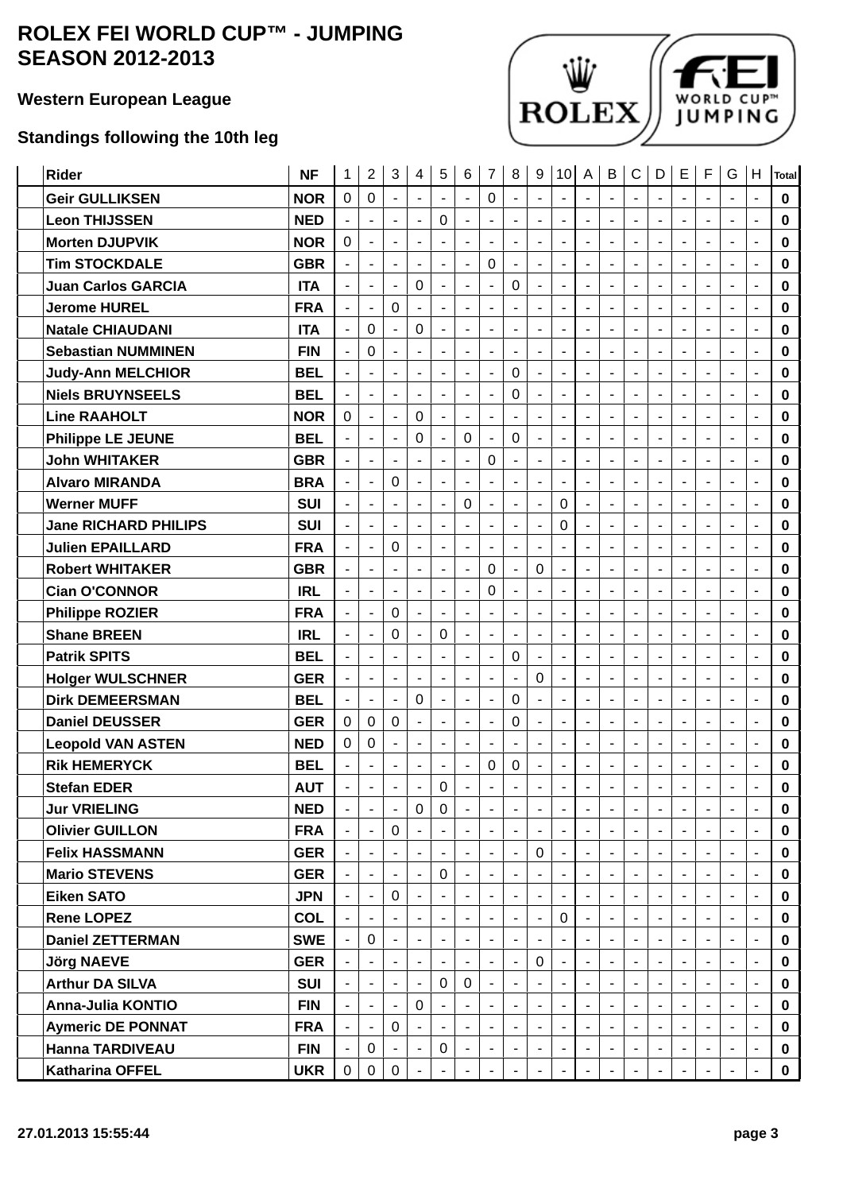# ROLEX FEI WORLD CUP™ - JUMPING
# SEASON 2012-2013

## Western European League

## Standings following the 10th leg

| Rider | NF | 1 | 2 | 3 | 4 | 5 | 6 | 7 | 8 | 9 | 10 | A | B | C | D | E | F | G | H | Total |
|---|---|---|---|---|---|---|---|---|---|---|---|---|---|---|---|---|---|---|---|---|
| Geir GULLIKSEN | NOR | 0 | 0 | - | - | - | - | 0 | - | - | - | - | - | - | - | - | - | - | - | 0 |
| Leon THIJSSEN | NED | - | - | - | - | 0 | - | - | - | - | - | - | - | - | - | - | - | - | - | 0 |
| Morten DJUPVIK | NOR | 0 | - | - | - | - | - | - | - | - | - | - | - | - | - | - | - | - | - | 0 |
| Tim STOCKDALE | GBR | - | - | - | - | - | - | 0 | - | - | - | - | - | - | - | - | - | - | - | 0 |
| Juan Carlos GARCIA | ITA | - | - | - | 0 | - | - | - | 0 | - | - | - | - | - | - | - | - | - | - | 0 |
| Jerome HUREL | FRA | - | - | 0 | - | - | - | - | - | - | - | - | - | - | - | - | - | - | - | 0 |
| Natale CHIAUDANI | ITA | - | 0 | - | 0 | - | - | - | - | - | - | - | - | - | - | - | - | - | - | 0 |
| Sebastian NUMMINEN | FIN | - | 0 | - | - | - | - | - | - | - | - | - | - | - | - | - | - | - | - | 0 |
| Judy-Ann MELCHIOR | BEL | - | - | - | - | - | - | - | 0 | - | - | - | - | - | - | - | - | - | - | 0 |
| Niels BRUYNSEELS | BEL | - | - | - | - | - | - | - | 0 | - | - | - | - | - | - | - | - | - | - | 0 |
| Line RAAHOLT | NOR | 0 | - | - | 0 | - | - | - | - | - | - | - | - | - | - | - | - | - | - | 0 |
| Philippe LE JEUNE | BEL | - | - | - | 0 | - | 0 | - | 0 | - | - | - | - | - | - | - | - | - | - | 0 |
| John WHITAKER | GBR | - | - | - | - | - | - | 0 | - | - | - | - | - | - | - | - | - | - | - | 0 |
| Alvaro MIRANDA | BRA | - | - | 0 | - | - | - | - | - | - | - | - | - | - | - | - | - | - | - | 0 |
| Werner MUFF | SUI | - | - | - | - | - | 0 | - | - | - | 0 | - | - | - | - | - | - | - | - | 0 |
| Jane RICHARD PHILIPS | SUI | - | - | - | - | - | - | - | - | - | 0 | - | - | - | - | - | - | - | - | 0 |
| Julien EPAILLARD | FRA | - | - | 0 | - | - | - | - | - | - | - | - | - | - | - | - | - | - | - | 0 |
| Robert WHITAKER | GBR | - | - | - | - | - | - | 0 | - | 0 | - | - | - | - | - | - | - | - | - | 0 |
| Cian O'CONNOR | IRL | - | - | - | - | - | - | 0 | - | - | - | - | - | - | - | - | - | - | - | 0 |
| Philippe ROZIER | FRA | - | - | 0 | - | - | - | - | - | - | - | - | - | - | - | - | - | - | - | 0 |
| Shane BREEN | IRL | - | - | 0 | - | 0 | - | - | - | - | - | - | - | - | - | - | - | - | - | 0 |
| Patrik SPITS | BEL | - | - | - | - | - | - | - | 0 | - | - | - | - | - | - | - | - | - | - | 0 |
| Holger WULSCHNER | GER | - | - | - | - | - | - | - | - | 0 | - | - | - | - | - | - | - | - | - | 0 |
| Dirk DEMEERSMAN | BEL | - | - | - | 0 | - | - | - | 0 | - | - | - | - | - | - | - | - | - | - | 0 |
| Daniel DEUSSER | GER | 0 | 0 | 0 | - | - | - | - | 0 | - | - | - | - | - | - | - | - | - | - | 0 |
| Leopold VAN ASTEN | NED | 0 | 0 | - | - | - | - | - | - | - | - | - | - | - | - | - | - | - | - | 0 |
| Rik HEMERYCK | BEL | - | - | - | - | - | - | 0 | 0 | - | - | - | - | - | - | - | - | - | - | 0 |
| Stefan EDER | AUT | - | - | - | - | 0 | - | - | - | - | - | - | - | - | - | - | - | - | - | 0 |
| Jur VRIELING | NED | - | - | - | 0 | 0 | - | - | - | - | - | - | - | - | - | - | - | - | - | 0 |
| Olivier GUILLON | FRA | - | - | 0 | - | - | - | - | - | - | - | - | - | - | - | - | - | - | - | 0 |
| Felix HASSMANN | GER | - | - | - | - | - | - | - | - | 0 | - | - | - | - | - | - | - | - | - | 0 |
| Mario STEVENS | GER | - | - | - | - | 0 | - | - | - | - | - | - | - | - | - | - | - | - | - | 0 |
| Eiken SATO | JPN | - | - | 0 | - | - | - | - | - | - | - | - | - | - | - | - | - | - | - | 0 |
| Rene LOPEZ | COL | - | - | - | - | - | - | - | - | - | 0 | - | - | - | - | - | - | - | - | 0 |
| Daniel ZETTERMAN | SWE | - | 0 | - | - | - | - | - | - | - | - | - | - | - | - | - | - | - | - | 0 |
| Jörg NAEVE | GER | - | - | - | - | - | - | - | - | 0 | - | - | - | - | - | - | - | - | - | 0 |
| Arthur DA SILVA | SUI | - | - | - | - | 0 | 0 | - | - | - | - | - | - | - | - | - | - | - | - | 0 |
| Anna-Julia KONTIO | FIN | - | - | - | 0 | - | - | - | - | - | - | - | - | - | - | - | - | - | - | 0 |
| Aymeric DE PONNAT | FRA | - | - | 0 | - | - | - | - | - | - | - | - | - | - | - | - | - | - | - | 0 |
| Hanna TARDIVEAU | FIN | - | 0 | - | - | 0 | - | - | - | - | - | - | - | - | - | - | - | - | - | 0 |
| Katharina OFFEL | UKR | 0 | 0 | 0 | - | - | - | - | - | - | - | - | - | - | - | - | - | - | - | 0 |

27.01.2013 15:55:44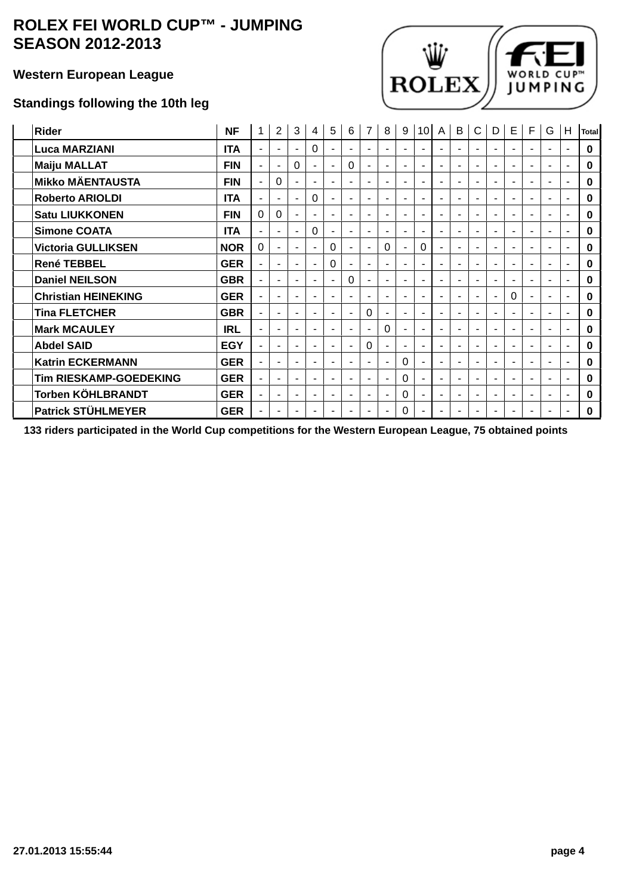# ROLEX FEI WORLD CUP™ - JUMPING
# SEASON 2012-2013

### Western European League

### Standings following the 10th leg

| | Rider | NF | 1 | 2 | 3 | 4 | 5 | 6 | 7 | 8 | 9 | 10 | A | B | C | D | E | F | G | H | Total |
|---|---|---|---|---|---|---|---|---|---|---|---|---|---|---|---|---|---|---|---|---|---|
| | **Luca MARZIANI** | **ITA** | - | - | - | 0 | - | - | - | - | - | - | - | - | - | - | - | - | - | - | **0** |
| | **Maiju MALLAT** | **FIN** | - | - | 0 | - | - | 0 | - | - | - | - | - | - | - | - | - | - | - | - | **0** |
| | **Mikko MÄENTAUSTA** | **FIN** | - | 0 | - | - | - | - | - | - | - | - | - | - | - | - | - | - | - | - | **0** |
| | **Roberto ARIOLDI** | **ITA** | - | - | - | 0 | - | - | - | - | - | - | - | - | - | - | - | - | - | - | **0** |
| | **Satu LIUKKONEN** | **FIN** | 0 | 0 | - | - | - | - | - | - | - | - | - | - | - | - | - | - | - | - | **0** |
| | **Simone COATA** | **ITA** | - | - | - | 0 | - | - | - | - | - | - | - | - | - | - | - | - | - | - | **0** |
| | **Victoria GULLIKSEN** | **NOR** | 0 | - | - | - | 0 | - | - | 0 | - | 0 | - | - | - | - | - | - | - | - | **0** |
| | **René TEBBEL** | **GER** | - | - | - | - | 0 | - | - | - | - | - | - | - | - | - | - | - | - | - | **0** |
| | **Daniel NEILSON** | **GBR** | - | - | - | - | - | 0 | - | - | - | - | - | - | - | - | - | - | - | - | **0** |
| | **Christian HEINEKING** | **GER** | - | - | - | - | - | - | - | - | - | - | - | - | - | - | 0 | - | - | - | **0** |
| | **Tina FLETCHER** | **GBR** | - | - | - | - | - | - | 0 | - | - | - | - | - | - | - | - | - | - | - | **0** |
| | **Mark MCAULEY** | **IRL** | - | - | - | - | - | - | - | 0 | - | - | - | - | - | - | - | - | - | - | **0** |
| | **Abdel SAID** | **EGY** | - | - | - | - | - | - | 0 | - | - | - | - | - | - | - | - | - | - | - | **0** |
| | **Katrin ECKERMANN** | **GER** | - | - | - | - | - | - | - | - | 0 | - | - | - | - | - | - | - | - | - | **0** |
| | **Tim RIESKAMP-GOEDEKING** | **GER** | - | - | - | - | - | - | - | - | 0 | - | - | - | - | - | - | - | - | - | **0** |
| | **Torben KÖHLBRANDT** | **GER** | - | - | - | - | - | - | - | - | 0 | - | - | - | - | - | - | - | - | - | **0** |
| | **Patrick STÜHLMEYER** | **GER** | - | - | - | - | - | - | - | - | 0 | - | - | - | - | - | - | - | - | - | **0** |

**133 riders participated in the World Cup competitions for the Western European League, 75 obtained points**

**27.01.2013 15:55:44**